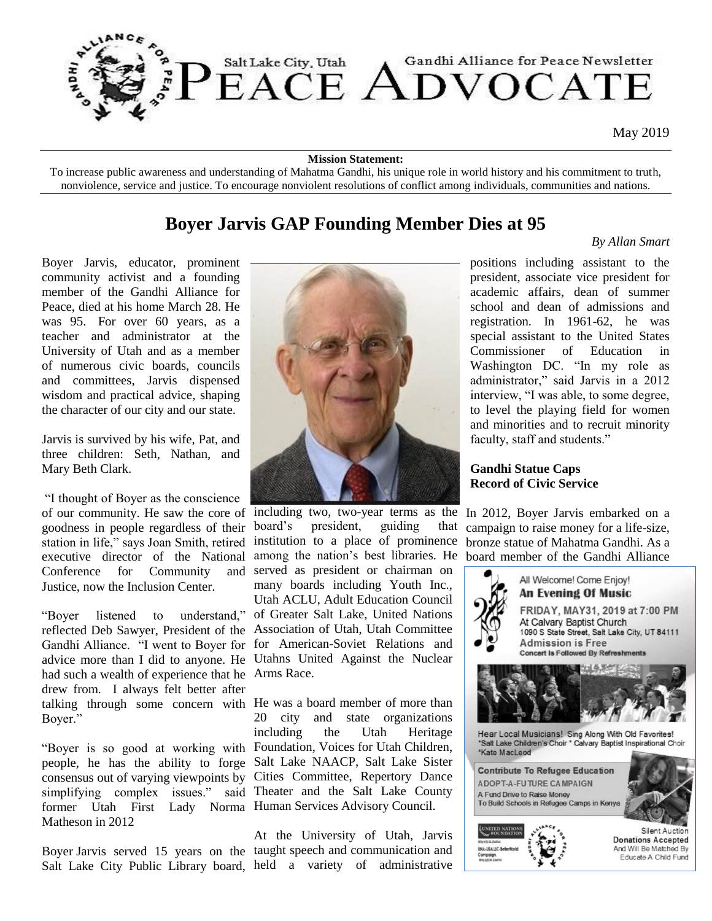# PEACE ADVOCATE

Salt Lake City, Utah — Gandhi Alliance for Peace Newsletter

May 2019

**Mission Statement:**
To increase public awareness and understanding of Mahatma Gandhi, his unique role in world history and his commitment to truth, nonviolence, service and justice. To encourage nonviolent resolutions of conflict among individuals, communities and nations.

## Boyer Jarvis GAP Founding Member Dies at 95

*By Allan Smart*

Boyer Jarvis, educator, prominent community activist and a founding member of the Gandhi Alliance for Peace, died at his home March 28. He was 95. For over 60 years, as a teacher and administrator at the University of Utah and as a member of numerous civic boards, councils and committees, Jarvis dispensed wisdom and practical advice, shaping the character of our city and our state.

Jarvis is survived by his wife, Pat, and three children: Seth, Nathan, and Mary Beth Clark.

"I thought of Boyer as the conscience of our community. He saw the core of goodness in people regardless of their station in life," says Joan Smith, retired executive director of the National Conference for Community and Justice, now the Inclusion Center.

"Boyer listened to understand," reflected Deb Sawyer, President of the Gandhi Alliance. "I went to Boyer for advice more than I did to anyone. He had such a wealth of experience that he drew from. I always felt better after talking through some concern with Boyer."

"Boyer is so good at working with people, he has the ability to forge consensus out of varying viewpoints by simplifying complex issues." said former Utah First Lady Norma Matheson in 2012

Boyer Jarvis served 15 years on the Salt Lake City Public Library board, including two, two-year terms as the board's president, guiding that institution to a place of prominence among the nation's best libraries. He served as president or chairman on many boards including Youth Inc., Utah ACLU, Adult Education Council of Greater Salt Lake, United Nations Association of Utah, Utah Committee for American-Soviet Relations and Utahns United Against the Nuclear Arms Race.

He was a board member of more than 20 city and state organizations including the Utah Heritage Foundation, Voices for Utah Children, Salt Lake NAACP, Salt Lake Sister Cities Committee, Repertory Dance Theater and the Salt Lake County Human Services Advisory Council.

At the University of Utah, Jarvis taught speech and communication and held a variety of administrative positions including assistant to the president, associate vice president for academic affairs, dean of summer school and dean of admissions and registration. In 1961-62, he was special assistant to the United States Commissioner of Education in Washington DC. "In my role as administrator," said Jarvis in a 2012 interview, "I was able, to some degree, to level the playing field for women and minorities and to recruit minority faculty, staff and students."

**Gandhi Statue Caps Record of Civic Service**

In 2012, Boyer Jarvis embarked on a campaign to raise money for a life-size, bronze statue of Mahatma Gandhi. As a board member of the Gandhi Alliance

---

All Welcome! Come Enjoy!
**An Evening Of Music**

FRIDAY, MAY31, 2019 at 7:00 PM
At Calvary Baptist Church
1090 S State Street, Salt Lake City, UT 84111
**Admission is Free**
Concert Is Followed By Refreshments

Hear Local Musicians! Sing Along With Old Favorites!
*Salt Lake Children's Choir * Calvary Baptist Inspirational Choir *Kate MacLeod

**Contribute To Refugee Education**
ADOPT-A-FUTURE CAMPAIGN
A Fund Drive to Raise Money To Build Schools in Refugee Camps in Kenya

Silent Auction
**Donations Accepted**
And Will Be Matched By Educate A Child Fund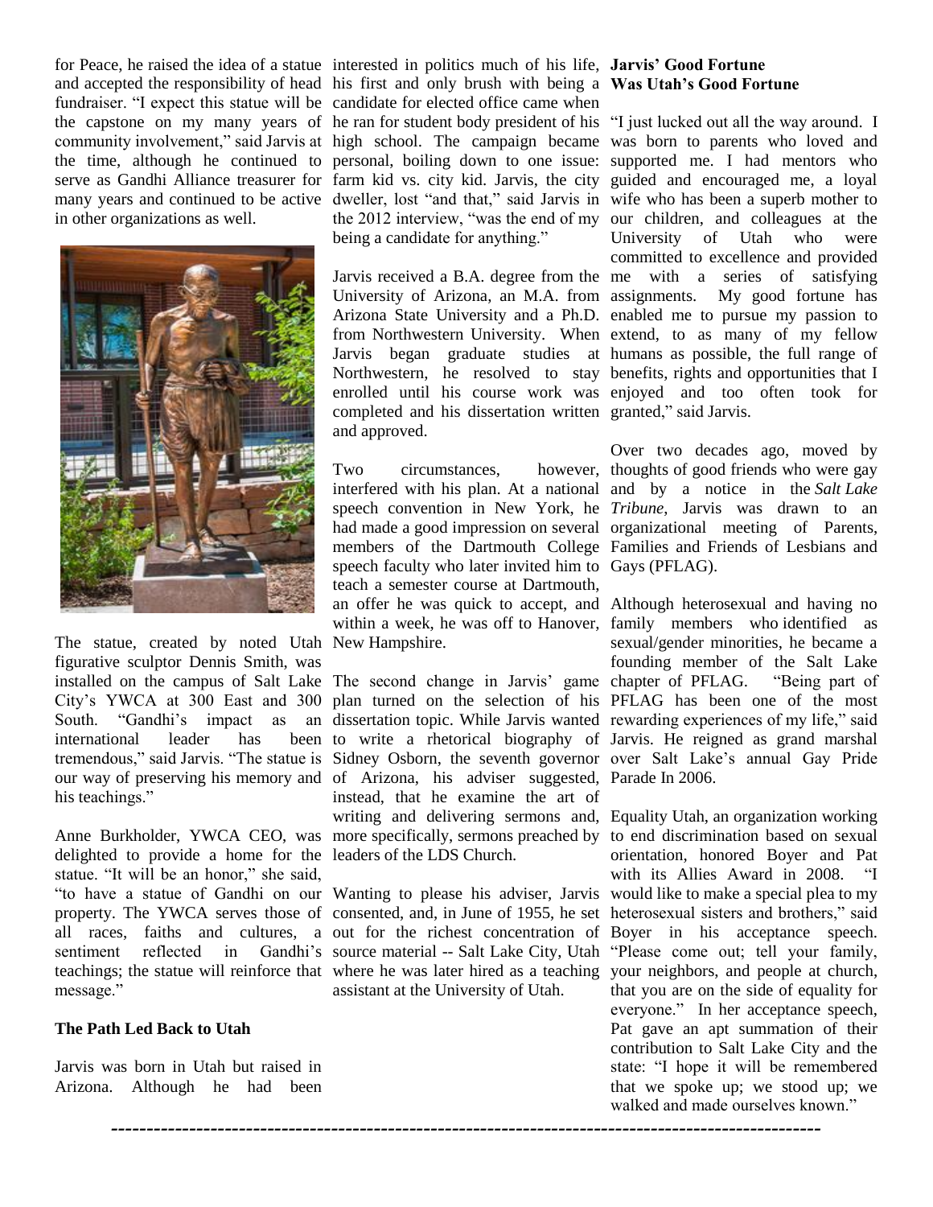for Peace, he raised the idea of a statue and accepted the responsibility of head fundraiser. "I expect this statue will be the capstone on my many years of community involvement," said Jarvis at the time, although he continued to serve as Gandhi Alliance treasurer for many years and continued to be active in other organizations as well.

The statue, created by noted Utah figurative sculptor Dennis Smith, was installed on the campus of Salt Lake City's YWCA at 300 East and 300 South. "Gandhi's impact as an international leader has been tremendous," said Jarvis. "The statue is our way of preserving his memory and his teachings."

Anne Burkholder, YWCA CEO, was delighted to provide a home for the statue. "It will be an honor," she said, "to have a statue of Gandhi on our property. The YWCA serves those of all races, faiths and cultures, a sentiment reflected in Gandhi's teachings; the statue will reinforce that message."

### The Path Led Back to Utah

Jarvis was born in Utah but raised in Arizona. Although he had been interested in politics much of his life, his first and only brush with being a candidate for elected office came when he ran for student body president of his high school. The campaign became personal, boiling down to one issue: farm kid vs. city kid. Jarvis, the city dweller, lost "and that," said Jarvis in the 2012 interview, "was the end of my being a candidate for anything."

Jarvis received a B.A. degree from the University of Arizona, an M.A. from Arizona State University and a Ph.D. from Northwestern University. When Jarvis began graduate studies at Northwestern, he resolved to stay enrolled until his course work was completed and his dissertation written and approved.

Two circumstances, however, interfered with his plan. At a national speech convention in New York, he had made a good impression on several members of the Dartmouth College speech faculty who later invited him to teach a semester course at Dartmouth, an offer he was quick to accept, and within a week, he was off to Hanover, New Hampshire.

The second change in Jarvis' game plan turned on the selection of his dissertation topic. While Jarvis wanted to write a rhetorical biography of Sidney Osborn, the seventh governor of Arizona, his adviser suggested, instead, that he examine the art of writing and delivering sermons and, more specifically, sermons preached by leaders of the LDS Church.

Wanting to please his adviser, Jarvis consented, and, in June of 1955, he set out for the richest concentration of source material -- Salt Lake City, Utah where he was later hired as a teaching assistant at the University of Utah.

### Jarvis' Good Fortune Was Utah's Good Fortune

"I just lucked out all the way around. I was born to parents who loved and supported me. I had mentors who guided and encouraged me, a loyal wife who has been a superb mother to our children, and colleagues at the University of Utah who were committed to excellence and provided me with a series of satisfying assignments. My good fortune has enabled me to pursue my passion to extend, to as many of my fellow humans as possible, the full range of benefits, rights and opportunities that I enjoyed and too often took for granted," said Jarvis.

Over two decades ago, moved by thoughts of good friends who were gay and by a notice in the *Salt Lake Tribune*, Jarvis was drawn to an organizational meeting of Parents, Families and Friends of Lesbians and Gays (PFLAG).

Although heterosexual and having no family members who identified as sexual/gender minorities, he became a founding member of the Salt Lake chapter of PFLAG. "Being part of PFLAG has been one of the most rewarding experiences of my life," said Jarvis. He reigned as grand marshal over Salt Lake's annual Gay Pride Parade In 2006.

Equality Utah, an organization working to end discrimination based on sexual orientation, honored Boyer and Pat with its Allies Award in 2008. "I would like to make a special plea to my heterosexual sisters and brothers," said Boyer in his acceptance speech. "Please come out; tell your family, your neighbors, and people at church, that you are on the side of equality for everyone." In her acceptance speech, Pat gave an apt summation of their contribution to Salt Lake City and the state: "I hope it will be remembered that we spoke up; we stood up; we walked and made ourselves known."

---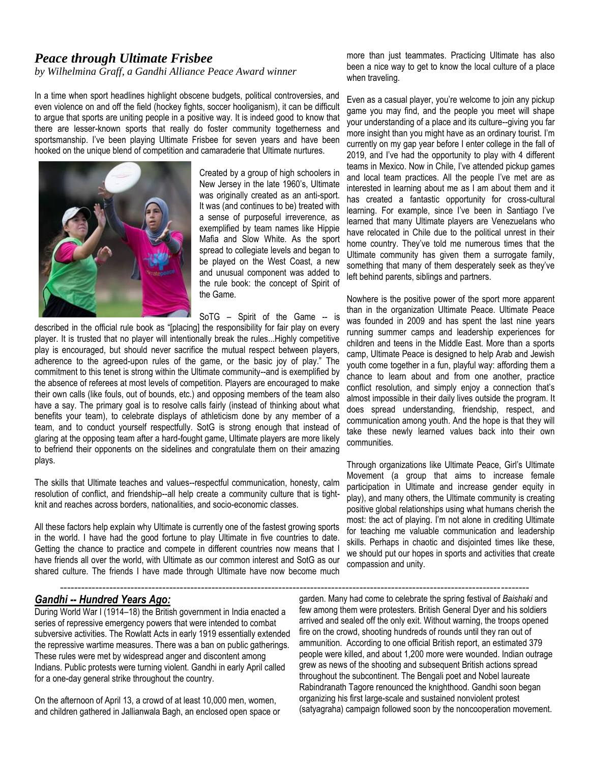## *Peace through Ultimate Frisbee*

*by Wilhelmina Graff, a Gandhi Alliance Peace Award winner*

In a time when sport headlines highlight obscene budgets, political controversies, and even violence on and off the field (hockey fights, soccer hooliganism), it can be difficult to argue that sports are uniting people in a positive way. It is indeed good to know that there are lesser-known sports that really do foster community togetherness and sportsmanship. I've been playing Ultimate Frisbee for seven years and have been hooked on the unique blend of competition and camaraderie that Ultimate nurtures.

Created by a group of high schoolers in New Jersey in the late 1960's, Ultimate was originally created as an anti-sport. It was (and continues to be) treated with a sense of purposeful irreverence, as exemplified by team names like Hippie Mafia and Slow White. As the sport spread to collegiate levels and began to be played on the West Coast, a new and unusual component was added to the rule book: the concept of Spirit of the Game.

SoTG – Spirit of the Game -- is described in the official rule book as "[placing] the responsibility for fair play on every player. It is trusted that no player will intentionally break the rules...Highly competitive play is encouraged, but should never sacrifice the mutual respect between players, adherence to the agreed-upon rules of the game, or the basic joy of play." The commitment to this tenet is strong within the Ultimate community--and is exemplified by the absence of referees at most levels of competition. Players are encouraged to make their own calls (like fouls, out of bounds, etc.) and opposing members of the team also have a say. The primary goal is to resolve calls fairly (instead of thinking about what benefits your team), to celebrate displays of athleticism done by any member of a team, and to conduct yourself respectfully. SotG is strong enough that instead of glaring at the opposing team after a hard-fought game, Ultimate players are more likely to befriend their opponents on the sidelines and congratulate them on their amazing plays.

The skills that Ultimate teaches and values--respectful communication, honesty, calm resolution of conflict, and friendship--all help create a community culture that is tight-knit and reaches across borders, nationalities, and socio-economic classes.

All these factors help explain why Ultimate is currently one of the fastest growing sports in the world. I have had the good fortune to play Ultimate in five countries to date. Getting the chance to practice and compete in different countries now means that I have friends all over the world, with Ultimate as our common interest and SotG as our shared culture. The friends I have made through Ultimate have now become much more than just teammates. Practicing Ultimate has also been a nice way to get to know the local culture of a place when traveling.

Even as a casual player, you're welcome to join any pickup game you may find, and the people you meet will shape your understanding of a place and its culture--giving you far more insight than you might have as an ordinary tourist. I'm currently on my gap year before I enter college in the fall of 2019, and I've had the opportunity to play with 4 different teams in Mexico. Now in Chile, I've attended pickup games and local team practices. All the people I've met are as interested in learning about me as I am about them and it has created a fantastic opportunity for cross-cultural learning. For example, since I've been in Santiago I've learned that many Ultimate players are Venezuelans who have relocated in Chile due to the political unrest in their home country. They've told me numerous times that the Ultimate community has given them a surrogate family, something that many of them desperately seek as they've left behind parents, siblings and partners.

Nowhere is the positive power of the sport more apparent than in the organization Ultimate Peace. Ultimate Peace was founded in 2009 and has spent the last nine years running summer camps and leadership experiences for children and teens in the Middle East. More than a sports camp, Ultimate Peace is designed to help Arab and Jewish youth come together in a fun, playful way: affording them a chance to learn about and from one another, practice conflict resolution, and simply enjoy a connection that's almost impossible in their daily lives outside the program. It does spread understanding, friendship, respect, and communication among youth. And the hope is that they will take these newly learned values back into their own communities.

Through organizations like Ultimate Peace, Girl's Ultimate Movement (a group that aims to increase female participation in Ultimate and increase gender equity in play), and many others, the Ultimate community is creating positive global relationships using what humans cherish the most: the act of playing. I'm not alone in crediting Ultimate for teaching me valuable communication and leadership skills. Perhaps in chaotic and disjointed times like these, we should put our hopes in sports and activities that create compassion and unity.

---

## ***Gandhi -- Hundred Years Ago:***

During World War I (1914–18) the British government in India enacted a series of repressive emergency powers that were intended to combat subversive activities. The Rowlatt Acts in early 1919 essentially extended the repressive wartime measures. There was a ban on public gatherings. These rules were met by widespread anger and discontent among Indians. Public protests were turning violent. Gandhi in early April called for a one-day general strike throughout the country.

On the afternoon of April 13, a crowd of at least 10,000 men, women, and children gathered in Jallianwala Bagh, an enclosed open space or garden. Many had come to celebrate the spring festival of *Baishaki* and few among them were protesters. British General Dyer and his soldiers arrived and sealed off the only exit. Without warning, the troops opened fire on the crowd, shooting hundreds of rounds until they ran out of ammunition. According to one official British report, an estimated 379 people were killed, and about 1,200 more were wounded. Indian outrage grew as news of the shooting and subsequent British actions spread throughout the subcontinent. The Bengali poet and Nobel laureate Rabindranath Tagore renounced the knighthood. Gandhi soon began organizing his first large-scale and sustained nonviolent protest (satyagraha) campaign followed soon by the noncooperation movement.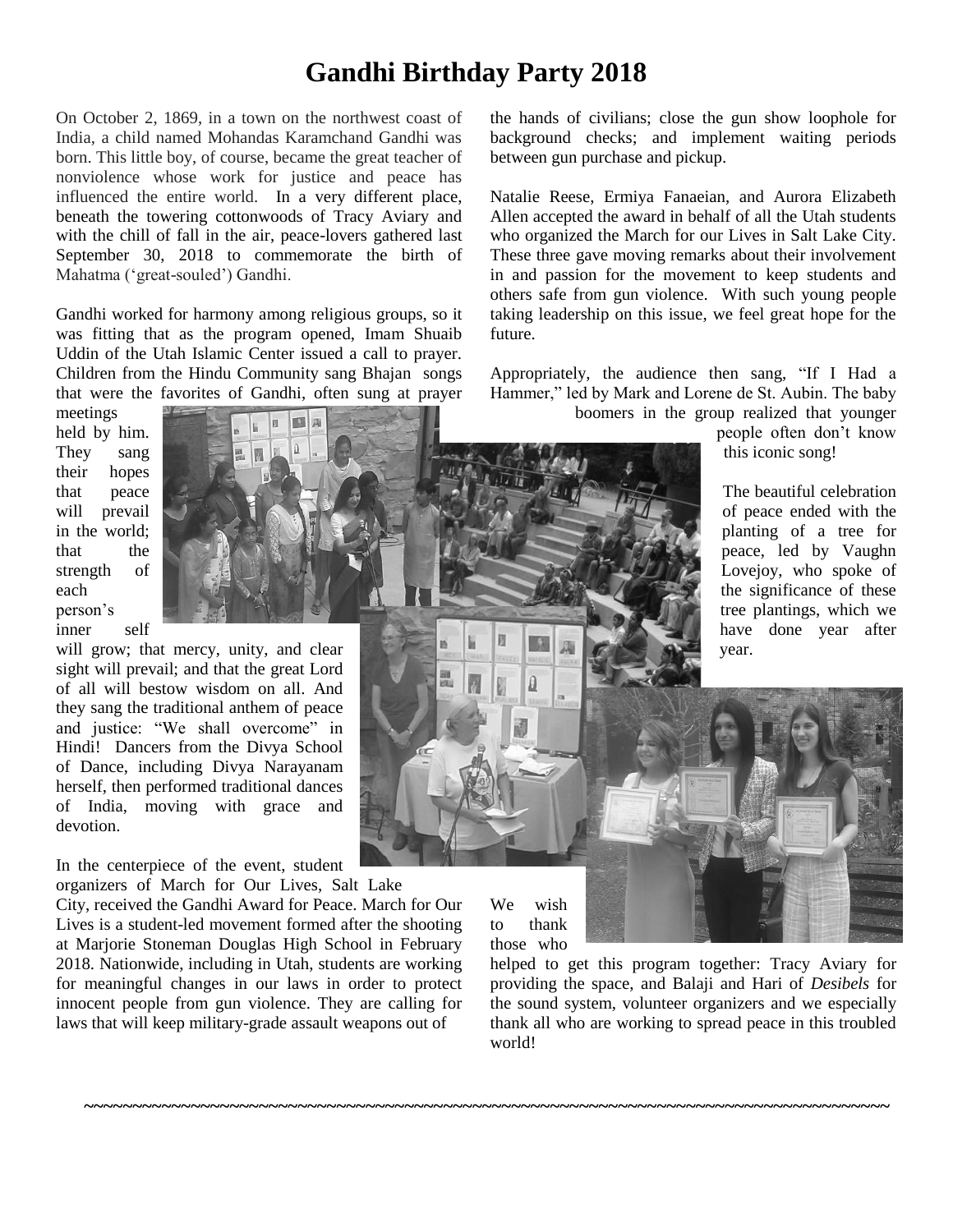# Gandhi Birthday Party 2018

On October 2, 1869, in a town on the northwest coast of India, a child named Mohandas Karamchand Gandhi was born. This little boy, of course, became the great teacher of nonviolence whose work for justice and peace has influenced the entire world. In a very different place, beneath the towering cottonwoods of Tracy Aviary and with the chill of fall in the air, peace-lovers gathered last September 30, 2018 to commemorate the birth of Mahatma ('great-souled') Gandhi.

Gandhi worked for harmony among religious groups, so it was fitting that as the program opened, Imam Shuaib Uddin of the Utah Islamic Center issued a call to prayer. Children from the Hindu Community sang Bhajan songs that were the favorites of Gandhi, often sung at prayer meetings held by him. They sang their hopes that peace will prevail in the world; that the strength of each person's inner self will grow; that mercy, unity, and clear sight will prevail; and that the great Lord of all will bestow wisdom on all. And they sang the traditional anthem of peace and justice: "We shall overcome" in Hindi! Dancers from the Divya School of Dance, including Divya Narayanam herself, then performed traditional dances of India, moving with grace and devotion.

In the centerpiece of the event, student organizers of March for Our Lives, Salt Lake City, received the Gandhi Award for Peace. March for Our Lives is a student-led movement formed after the shooting at Marjorie Stoneman Douglas High School in February 2018. Nationwide, including in Utah, students are working for meaningful changes in our laws in order to protect innocent people from gun violence. They are calling for laws that will keep military-grade assault weapons out of the hands of civilians; close the gun show loophole for background checks; and implement waiting periods between gun purchase and pickup.

Natalie Reese, Ermiya Fanaeian, and Aurora Elizabeth Allen accepted the award in behalf of all the Utah students who organized the March for our Lives in Salt Lake City. These three gave moving remarks about their involvement in and passion for the movement to keep students and others safe from gun violence. With such young people taking leadership on this issue, we feel great hope for the future.

Appropriately, the audience then sang, "If I Had a Hammer," led by Mark and Lorene de St. Aubin. The baby boomers in the group realized that younger people often don't know this iconic song!

The beautiful celebration of peace ended with the planting of a tree for peace, led by Vaughn Lovejoy, who spoke of the significance of these tree plantings, which we have done year after year.

We wish to thank those who helped to get this program together: Tracy Aviary for providing the space, and Balaji and Hari of *Desibels* for the sound system, volunteer organizers and we especially thank all who are working to spread peace in this troubled world!

~~~~~~~~~~~~~~~~~~~~~~~~~~~~~~~~~~~~~~~~~~~~~~~~~~~~~~~~~~~~~~~~~~~~~~~~~~~~~~~~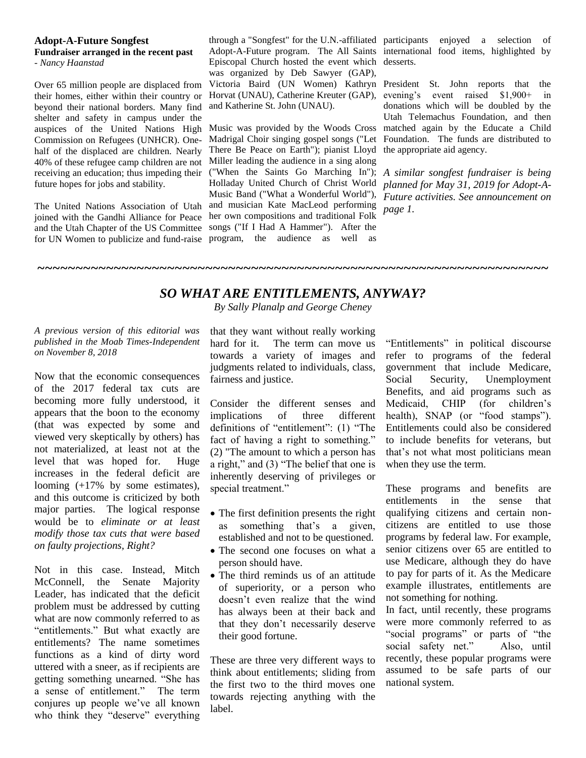## Adopt-A-Future Songfest

**Fundraiser arranged in the recent past**

*- Nancy Haanstad*

Over 65 million people are displaced from their homes, either within their country or beyond their national borders. Many find shelter and safety in campus under the auspices of the United Nations High Commission on Refugees (UNHCR). One-half of the displaced are children. Nearly 40% of these refugee camp children are not receiving an education; thus impeding their future hopes for jobs and stability.

The United Nations Association of Utah joined with the Gandhi Alliance for Peace and the Utah Chapter of the US Committee for UN Women to publicize and fund-raise through a "Songfest" for the U.N.-affiliated Adopt-A-Future program. The All Saints Episcopal Church hosted the event which was organized by Deb Sawyer (GAP), Victoria Baird (UN Women) Kathryn Horvat (UNAU), Catherine Kreuter (GAP), and Katherine St. John (UNAU).

Music was provided by the Woods Cross Madrigal Choir singing gospel songs ("Let There Be Peace on Earth"); pianist Lloyd Miller leading the audience in a sing along ("When the Saints Go Marching In"); Holladay United Church of Christ World Music Band ("What a Wonderful World"), and musician Kate MacLeod performing her own compositions and traditional Folk songs ("If I Had A Hammer"). After the program, the audience as well as participants enjoyed a selection of international food items, highlighted by desserts.

President St. John reports that the evening's event raised $1,900+ in donations which will be doubled by the Utah Telemachus Foundation, and then matched again by the Educate a Child Foundation. The funds are distributed to the appropriate aid agency.

***A similar songfest fundraiser is being planned for May 31, 2019 for Adopt-A-Future activities. See announcement on page 1.***

~~~~~~~~~~~~~~~~~~~~~~~~~~~~~~~~~~~~~~~~~~~~~~~~~~~~~~~~~~~~~~~~~~~~

## *SO WHAT ARE ENTITLEMENTS, ANYWAY?*

*By Sally Planalp and George Cheney*

*A previous version of this editorial was published in the Moab Times-Independent on November 8, 2018*

Now that the economic consequences of the 2017 federal tax cuts are becoming more fully understood, it appears that the boon to the economy (that was expected by some and viewed very skeptically by others) has not materialized, at least not at the level that was hoped for. Huge increases in the federal deficit are looming (+17% by some estimates), and this outcome is criticized by both major parties. The logical response would be to *eliminate or at least modify those tax cuts that were based on faulty projections, Right?*

Not in this case. Instead, Mitch McConnell, the Senate Majority Leader, has indicated that the deficit problem must be addressed by cutting what are now commonly referred to as "entitlements." But what exactly are entitlements? The name sometimes functions as a kind of dirty word uttered with a sneer, as if recipients are getting something unearned. "She has a sense of entitlement." The term conjures up people we've all known who think they "deserve" everything that they want without really working hard for it. The term can move us towards a variety of images and judgments related to individuals, class, fairness and justice.

Consider the different senses and implications of three different definitions of "entitlement": (1) "The fact of having a right to something." (2) "The amount to which a person has a right," and (3) "The belief that one is inherently deserving of privileges or special treatment."

- The first definition presents the right as something that's a given, established and not to be questioned.
- The second one focuses on what a person should have.
- The third reminds us of an attitude of superiority, or a person who doesn't even realize that the wind has always been at their back and that they don't necessarily deserve their good fortune.

These are three very different ways to think about entitlements; sliding from the first two to the third moves one towards rejecting anything with the label.

"Entitlements" in political discourse refer to programs of the federal government that include Medicare, Social Security, Unemployment Benefits, and aid programs such as Medicaid, CHIP (for children's health), SNAP (or "food stamps"). Entitlements could also be considered to include benefits for veterans, but that's not what most politicians mean when they use the term.

These programs and benefits are entitlements in the sense that qualifying citizens and certain non-citizens are entitled to use those programs by federal law. For example, senior citizens over 65 are entitled to use Medicare, although they do have to pay for parts of it. As the Medicare example illustrates, entitlements are not something for nothing.

In fact, until recently, these programs were more commonly referred to as "social programs" or parts of "the social safety net." Also, until recently, these popular programs were assumed to be safe parts of our national system.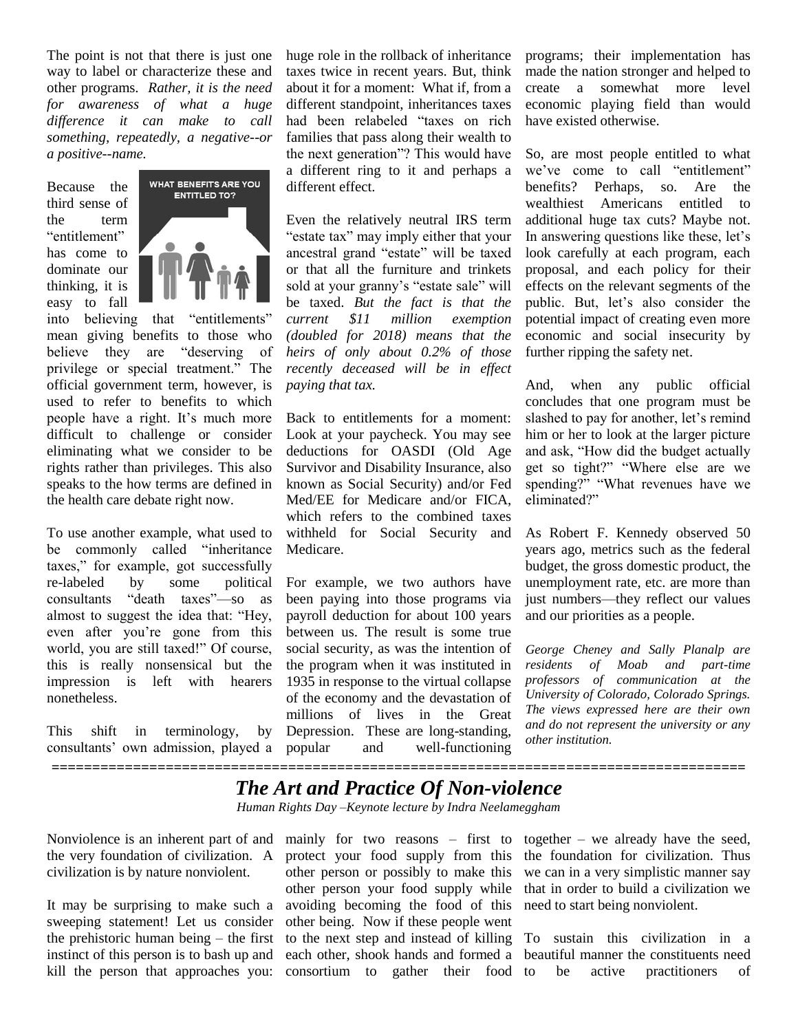The point is not that there is just one way to label or characterize these and other programs. *Rather, it is the need for awareness of what a huge difference it can make to call something, repeatedly, a negative--or a positive--name.*

Because the third sense of the term "entitlement" has come to dominate our thinking, it is easy to fall into believing that "entitlements" mean giving benefits to those who believe they are "deserving of privilege or special treatment." The official government term, however, is used to refer to benefits to which people have a right. It's much more difficult to challenge or consider eliminating what we consider to be rights rather than privileges. This also speaks to the how terms are defined in the health care debate right now.

To use another example, what used to be commonly called "inheritance taxes," for example, got successfully re-labeled by some political consultants "death taxes"—so as almost to suggest the idea that: "Hey, even after you're gone from this world, you are still taxed!" Of course, this is really nonsensical but the impression is left with hearers nonetheless.

This shift in terminology, by consultants' own admission, played a huge role in the rollback of inheritance taxes twice in recent years. But, think about it for a moment: What if, from a different standpoint, inheritances taxes had been relabeled "taxes on rich families that pass along their wealth to the next generation"? This would have a different ring to it and perhaps a different effect.

Even the relatively neutral IRS term "estate tax" may imply either that your ancestral grand "estate" will be taxed or that all the furniture and trinkets sold at your granny's "estate sale" will be taxed. *But the fact is that the current $11 million exemption (doubled for 2018) means that the heirs of only about 0.2% of those recently deceased will be in effect paying that tax.*

Back to entitlements for a moment: Look at your paycheck. You may see deductions for OASDI (Old Age Survivor and Disability Insurance, also known as Social Security) and/or Fed Med/EE for Medicare and/or FICA, which refers to the combined taxes withheld for Social Security and Medicare.

For example, we two authors have been paying into those programs via payroll deduction for about 100 years between us. The result is some true social security, as was the intention of the program when it was instituted in 1935 in response to the virtual collapse of the economy and the devastation of millions of lives in the Great Depression. These are long-standing, popular and well-functioning programs; their implementation has made the nation stronger and helped to create a somewhat more level economic playing field than would have existed otherwise.

So, are most people entitled to what we've come to call "entitlement" benefits? Perhaps, so. Are the wealthiest Americans entitled to additional huge tax cuts? Maybe not. In answering questions like these, let's look carefully at each program, each proposal, and each policy for their effects on the relevant segments of the public. But, let's also consider the potential impact of creating even more economic and social insecurity by further ripping the safety net.

And, when any public official concludes that one program must be slashed to pay for another, let's remind him or her to look at the larger picture and ask, "How did the budget actually get so tight?" "Where else are we spending?" "What revenues have we eliminated?"

As Robert F. Kennedy observed 50 years ago, metrics such as the federal budget, the gross domestic product, the unemployment rate, etc. are more than just numbers—they reflect our values and our priorities as a people.

*George Cheney and Sally Planalp are residents of Moab and part-time professors of communication at the University of Colorado, Colorado Springs. The views expressed here are their own and do not represent the university or any other institution.*

---

## *The Art and Practice Of Non-violence*

*Human Rights Day –Keynote lecture by Indra Neelameggham*

Nonviolence is an inherent part of and the very foundation of civilization. A civilization is by nature nonviolent.

It may be surprising to make such a sweeping statement! Let us consider the prehistoric human being – the first instinct of this person is to bash up and kill the person that approaches you: mainly for two reasons – first to protect your food supply from this other person or possibly to make this other person your food supply while avoiding becoming the food of this other being. Now if these people went to the next step and instead of killing each other, shook hands and formed a consortium to gather their food together – we already have the seed, the foundation for civilization. Thus we can in a very simplistic manner say that in order to build a civilization we need to start being nonviolent.

To sustain this civilization in a beautiful manner the constituents need to be active practitioners of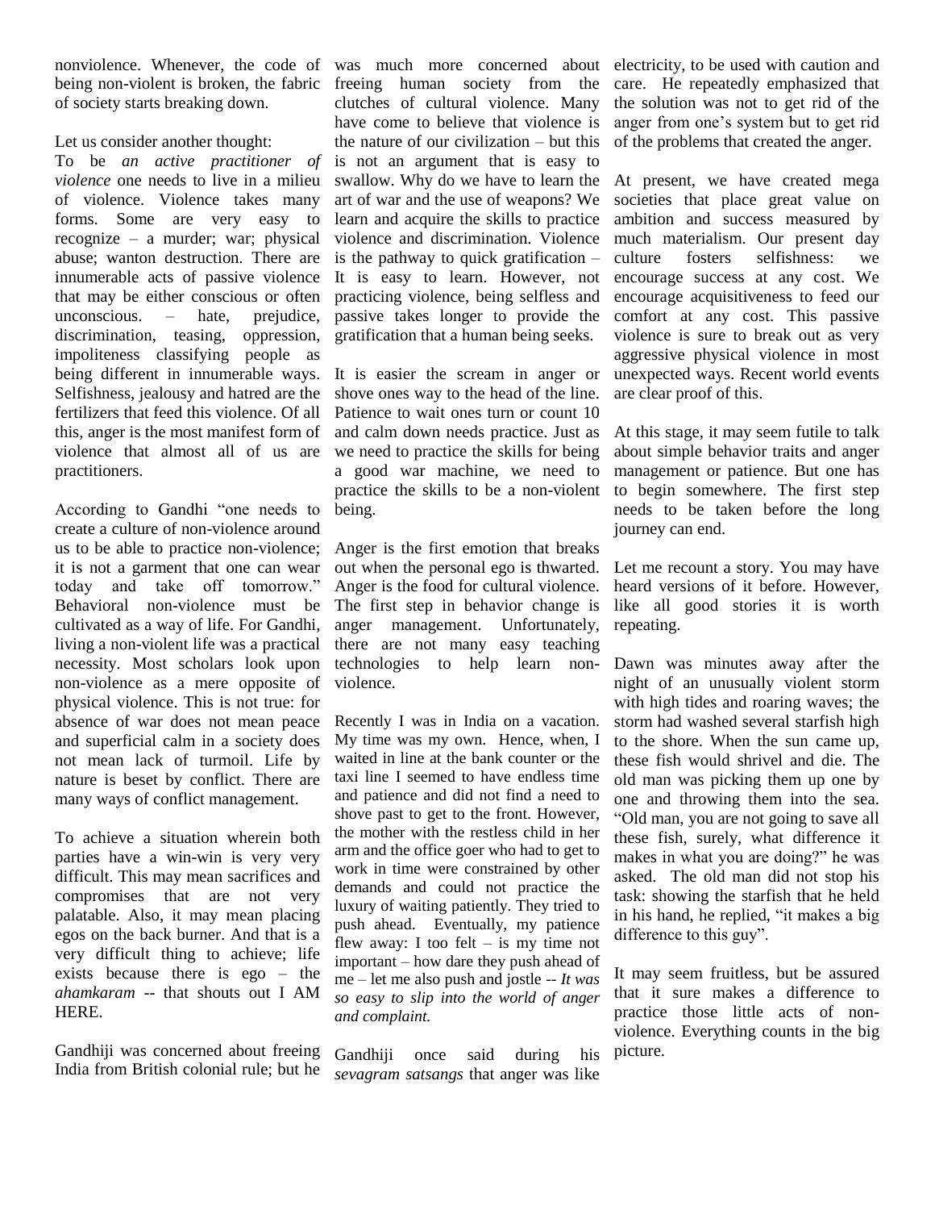nonviolence. Whenever, the code of being non-violent is broken, the fabric of society starts breaking down.

Let us consider another thought:
To be *an active practitioner of violence* one needs to live in a milieu of violence. Violence takes many forms. Some are very easy to recognize – a murder; war; physical abuse; wanton destruction. There are innumerable acts of passive violence that may be either conscious or often unconscious. – hate, prejudice, discrimination, teasing, oppression, impoliteness classifying people as being different in innumerable ways. Selfishness, jealousy and hatred are the fertilizers that feed this violence. Of all this, anger is the most manifest form of violence that almost all of us are practitioners.

According to Gandhi "one needs to create a culture of non-violence around us to be able to practice non-violence; it is not a garment that one can wear today and take off tomorrow." Behavioral non-violence must be cultivated as a way of life. For Gandhi, living a non-violent life was a practical necessity. Most scholars look upon non-violence as a mere opposite of physical violence. This is not true: for absence of war does not mean peace and superficial calm in a society does not mean lack of turmoil. Life by nature is beset by conflict. There are many ways of conflict management.

To achieve a situation wherein both parties have a win-win is very very difficult. This may mean sacrifices and compromises that are not very palatable. Also, it may mean placing egos on the back burner. And that is a very difficult thing to achieve; life exists because there is ego – the *ahamkaram* -- that shouts out I AM HERE.

Gandhiji was concerned about freeing India from British colonial rule; but he was much more concerned about freeing human society from the clutches of cultural violence. Many have come to believe that violence is the nature of our civilization – but this is not an argument that is easy to swallow. Why do we have to learn the art of war and the use of weapons? We learn and acquire the skills to practice violence and discrimination. Violence is the pathway to quick gratification – It is easy to learn. However, not practicing violence, being selfless and passive takes longer to provide the gratification that a human being seeks.

It is easier the scream in anger or shove ones way to the head of the line. Patience to wait ones turn or count 10 and calm down needs practice. Just as we need to practice the skills for being a good war machine, we need to practice the skills to be a non-violent being.

Anger is the first emotion that breaks out when the personal ego is thwarted. Anger is the food for cultural violence. The first step in behavior change is anger management. Unfortunately, there are not many easy teaching technologies to help learn non-violence.

Recently I was in India on a vacation. My time was my own. Hence, when, I waited in line at the bank counter or the taxi line I seemed to have endless time and patience and did not find a need to shove past to get to the front. However, the mother with the restless child in her arm and the office goer who had to get to work in time were constrained by other demands and could not practice the luxury of waiting patiently. They tried to push ahead. Eventually, my patience flew away: I too felt – is my time not important – how dare they push ahead of me – let me also push and jostle -- *It was so easy to slip into the world of anger and complaint.*

Gandhiji once said during his *sevagram satsangs* that anger was like electricity, to be used with caution and care. He repeatedly emphasized that the solution was not to get rid of the anger from one's system but to get rid of the problems that created the anger.

At present, we have created mega societies that place great value on ambition and success measured by much materialism. Our present day culture fosters selfishness: we encourage success at any cost. We encourage acquisitiveness to feed our comfort at any cost. This passive violence is sure to break out as very aggressive physical violence in most unexpected ways. Recent world events are clear proof of this.

At this stage, it may seem futile to talk about simple behavior traits and anger management or patience. But one has to begin somewhere. The first step needs to be taken before the long journey can end.

Let me recount a story. You may have heard versions of it before. However, like all good stories it is worth repeating.

Dawn was minutes away after the night of an unusually violent storm with high tides and roaring waves; the storm had washed several starfish high to the shore. When the sun came up, these fish would shrivel and die. The old man was picking them up one by one and throwing them into the sea. "Old man, you are not going to save all these fish, surely, what difference it makes in what you are doing?" he was asked. The old man did not stop his task: showing the starfish that he held in his hand, he replied, "it makes a big difference to this guy".

It may seem fruitless, but be assured that it sure makes a difference to practice those little acts of non-violence. Everything counts in the big picture.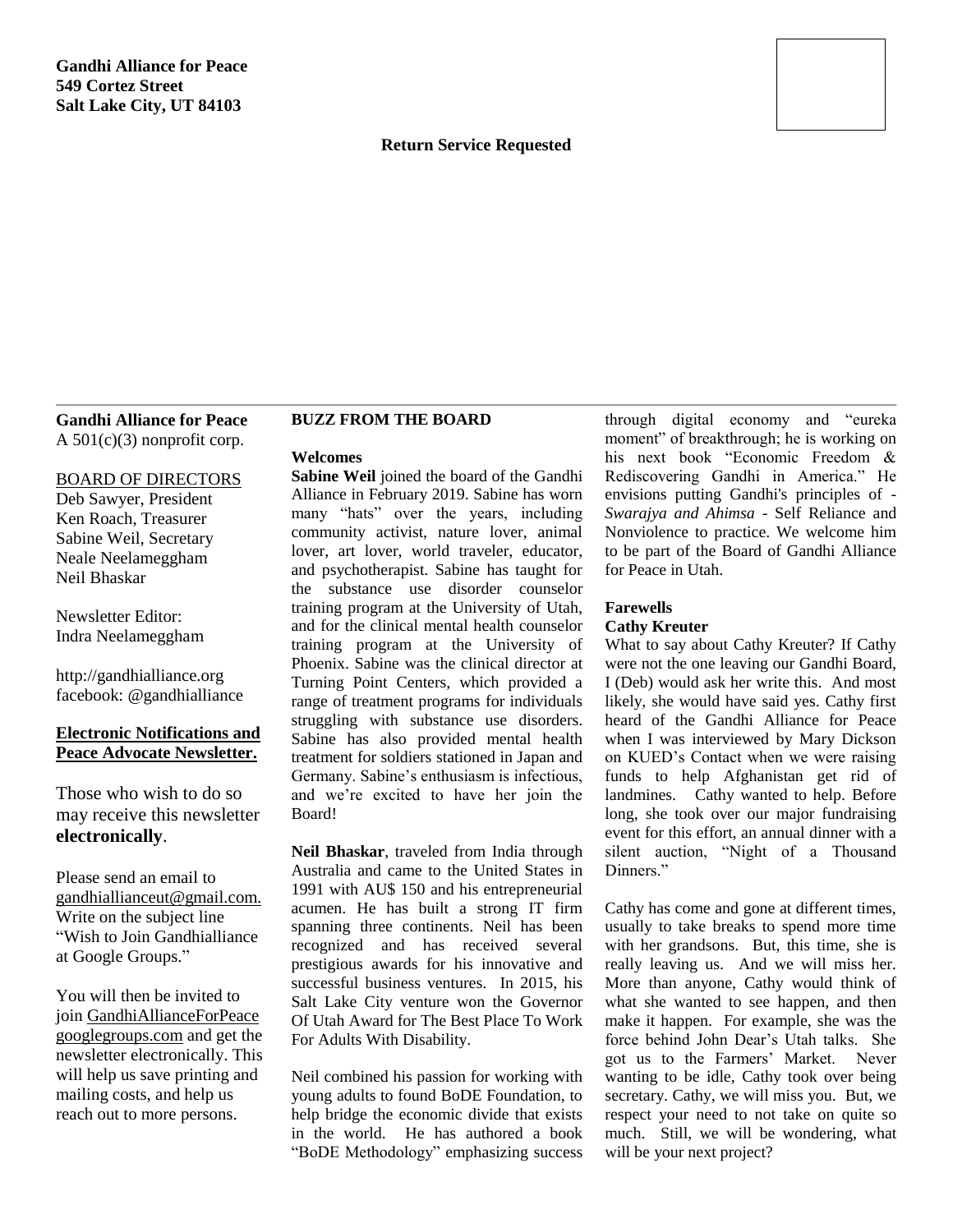**Gandhi Alliance for Peace**
**549 Cortez Street**
**Salt Lake City, UT 84103**

**Return Service Requested**

---

**Gandhi Alliance for Peace**
A 501(c)(3) nonprofit corp.

BOARD OF DIRECTORS
Deb Sawyer, President
Ken Roach, Treasurer
Sabine Weil, Secretary
Neale Neelameggham
Neil Bhaskar

Newsletter Editor:
Indra Neelameggham

http://gandhialliance.org
facebook: @gandhialliance

**Electronic Notifications and Peace Advocate Newsletter.**

Those who wish to do so may receive this newsletter **electronically**.

Please send an email to gandhiallianceut@gmail.com. Write on the subject line "Wish to Join Gandhialliance at Google Groups."

You will then be invited to join GandhiAllianceForPeace googlegroups.com and get the newsletter electronically. This will help us save printing and mailing costs, and help us reach out to more persons.

## BUZZ FROM THE BOARD

### Welcomes

**Sabine Weil** joined the board of the Gandhi Alliance in February 2019. Sabine has worn many "hats" over the years, including community activist, nature lover, animal lover, art lover, world traveler, educator, and psychotherapist. Sabine has taught for the substance use disorder counselor training program at the University of Utah, and for the clinical mental health counselor training program at the University of Phoenix. Sabine was the clinical director at Turning Point Centers, which provided a range of treatment programs for individuals struggling with substance use disorders. Sabine has also provided mental health treatment for soldiers stationed in Japan and Germany. Sabine's enthusiasm is infectious, and we're excited to have her join the Board!

**Neil Bhaskar**, traveled from India through Australia and came to the United States in 1991 with AU$ 150 and his entrepreneurial acumen. He has built a strong IT firm spanning three continents. Neil has been recognized and has received several prestigious awards for his innovative and successful business ventures. In 2015, his Salt Lake City venture won the Governor Of Utah Award for The Best Place To Work For Adults With Disability.

Neil combined his passion for working with young adults to found BoDE Foundation, to help bridge the economic divide that exists in the world. He has authored a book "BoDE Methodology" emphasizing success through digital economy and "eureka moment" of breakthrough; he is working on his next book "Economic Freedom & Rediscovering Gandhi in America." He envisions putting Gandhi's principles of - *Swarajya and Ahimsa* - Self Reliance and Nonviolence to practice. We welcome him to be part of the Board of Gandhi Alliance for Peace in Utah.

### Farewells

**Cathy Kreuter**

What to say about Cathy Kreuter? If Cathy were not the one leaving our Gandhi Board, I (Deb) would ask her write this. And most likely, she would have said yes. Cathy first heard of the Gandhi Alliance for Peace when I was interviewed by Mary Dickson on KUED's Contact when we were raising funds to help Afghanistan get rid of landmines. Cathy wanted to help. Before long, she took over our major fundraising event for this effort, an annual dinner with a silent auction, "Night of a Thousand Dinners."

Cathy has come and gone at different times, usually to take breaks to spend more time with her grandsons. But, this time, she is really leaving us. And we will miss her. More than anyone, Cathy would think of what she wanted to see happen, and then make it happen. For example, she was the force behind John Dear's Utah talks. She got us to the Farmers' Market. Never wanting to be idle, Cathy took over being secretary. Cathy, we will miss you. But, we respect your need to not take on quite so much. Still, we will be wondering, what will be your next project?